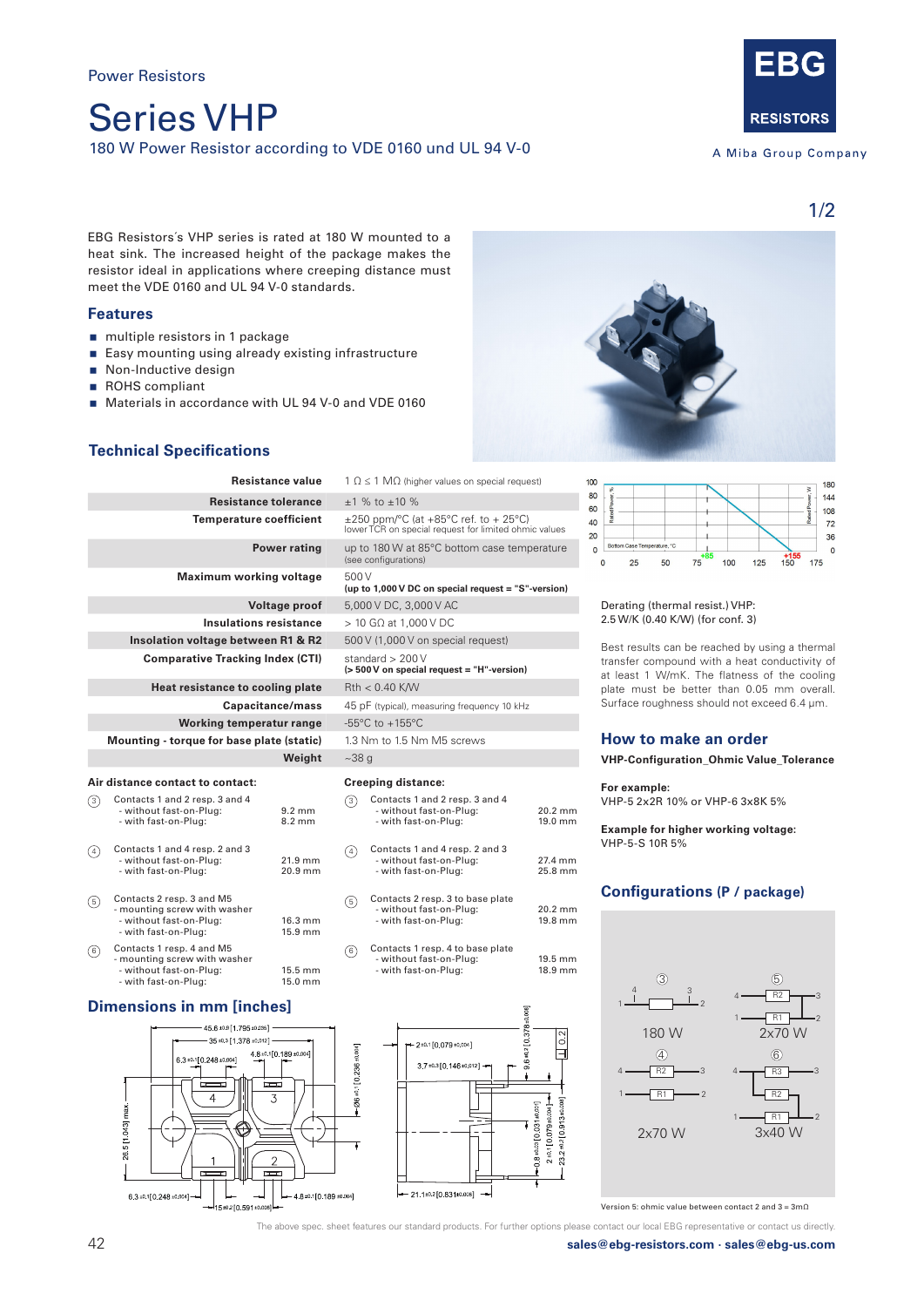Power Resistors

# Series VHP

180 W Power Resistor according to VDE 0160 und UL 94 V-0

EBG RESISTORS

A Miba Group Company

EBG Resistors´s VHP series is rated at 180 W mounted to a heat sink. The increased height of the package makes the resistor ideal in applications where creeping distance must meet the VDE 0160 and UL 94 V-0 standards.

## Features

- multiple resistors in 1 package
- Easy mounting using already existing infrastructure
- Non-Inductive design
- ROHS compliant
- Materials in accordance with UL 94 V-0 and VDE 0160

## Technical Specifications

| | |
|---|---|
| **Resistance value** | 1 Ω ≤ 1 MΩ (higher values on special request) |
| **Resistance tolerance** | ±1 % to ±10 % |
| **Temperature coefficient** | ±250 ppm/°C (at +85°C ref. to + 25°C) lower TCR on special request for limited ohmic values |
| **Power rating** | up to 180 W at 85°C bottom case temperature (see configurations) |
| **Maximum working voltage** | 500 V **(up to 1,000 V DC on special request = "S"-version)** |
| **Voltage proof** | 5,000 V DC, 3,000 V AC |
| **Insulations resistance** | > 10 GΩ at 1,000 V DC |
| **Insolation voltage between R1 & R2** | 500 V (1,000 V on special request) |
| **Comparative Tracking Index (CTI)** | standard > 200 V **(> 500 V on special request = "H"-version)** |
| **Heat resistance to cooling plate** | Rth < 0.40 K/W |
| **Capacitance/mass** | 45 pF (typical), measuring frequency 10 kHz |
| **Working temperatur range** | -55°C to +155°C |
| **Mounting - torque for base plate (static)** | 1.3 Nm to 1.5 Nm M5 screws |
| **Weight** | ~38 g |

**Air distance contact to contact:**

| | | |
|---|---|---|
| ③ | Contacts 1 and 2 resp. 3 and 4 - without fast-on-Plug: - with fast-on-Plug: | 9.2 mm 8.2 mm |
| ④ | Contacts 1 and 4 resp. 2 and 3 - without fast-on-Plug: - with fast-on-Plug: | 21.9 mm 20.9 mm |
| ⑤ | Contacts 2 resp. 3 and M5 - mounting screw with washer - without fast-on-Plug: - with fast-on-Plug: | 16.3 mm 15.9 mm |
| ⑥ | Contacts 1 resp. 4 and M5 - mounting screw with washer - without fast-on-Plug: - with fast-on-Plug: | 15.5 mm 15.0 mm |

**Creeping distance:**

| | | |
|---|---|---|
| ③ | Contacts 1 and 2 resp. 3 and 4 - without fast-on-Plug: - with fast-on-Plug: | 20.2 mm 19.0 mm |
| ④ | Contacts 1 and 4 resp. 2 and 3 - without fast-on-Plug: - with fast-on-Plug: | 27.4 mm 25.8 mm |
| ⑤ | Contacts 2 resp. 3 to base plate - without fast-on-Plug: - with fast-on-Plug: | 20.2 mm 19.8 mm |
| ⑥ | Contacts 1 resp. 4 to base plate - without fast-on-Plug: - with fast-on-Plug: | 19.5 mm 18.9 mm |

Derating (thermal resist.) VHP: 2.5 W/K (0.40 K/W) (for conf. 3)

Best results can be reached by using a thermal transfer compound with a heat conductivity of at least 1 W/mK. The flatness of the cooling plate must be better than 0.05 mm overall. Surface roughness should not exceed 6.4 µm.

## How to make an order

**VHP-Configuration_Ohmic Value_Tolerance**

**For example:**
VHP-5 2x2R 10% or VHP-6 3x8K 5%

**Example for higher working voltage:**
VHP-5-S 10R 5%

## Configurations (P / package)

③ 180 W — ⑤ 2x70 W — ④ 2x70 W — ⑥ 3x40 W

Version 5: ohmic value between contact 2 and 3 = 3mΩ

## Dimensions in mm [inches]

The above spec. sheet features our standard products. For further options please contact our local EBG representative or contact us directly.

sales@ebg-resistors.com · sales@ebg-us.com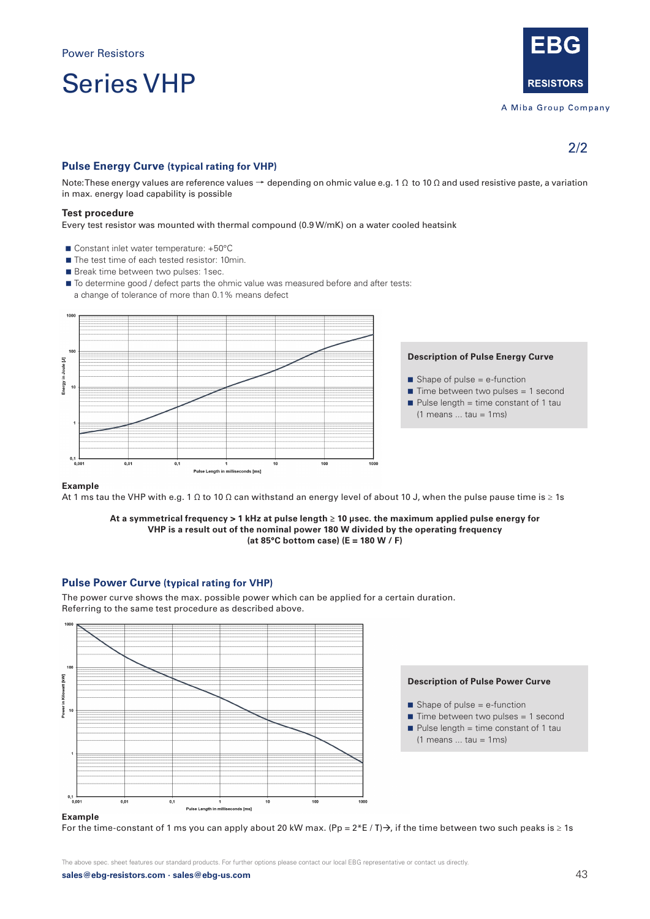Power Resistors

# Series VHP

EBG RESISTORS

A Miba Group Company

## Pulse Energy Curve (typical rating for VHP)

Note: These energy values are reference values → depending on ohmic value e.g. 1 Ω to 10 Ω and used resistive paste, a variation in max. energy load capability is possible

### Test procedure

Every test resistor was mounted with thermal compound (0.9 W/mK) on a water cooled heatsink

- Constant inlet water temperature: +50°C
- The test time of each tested resistor: 10min.
- Break time between two pulses: 1sec.
- To determine good / defect parts the ohmic value was measured before and after tests: a change of tolerance of more than 0.1% means defect

1000
100
10
1
0,1
Energy in Joule [J]
0,001
0,01
0,1
1
10
100
1000
Pulse Length in milliseconds [ms]

**Description of Pulse Energy Curve**

- Shape of pulse = e-function
- Time between two pulses = 1 second
- Pulse length = time constant of 1 tau (1 means ... tau = 1ms)

**Example**

At 1 ms tau the VHP with e.g. 1 Ω to 10 Ω can withstand an energy level of about 10 J, when the pulse pause time is ≥ 1s

**At a symmetrical frequency > 1 kHz at pulse length ≥ 10 µsec. the maximum applied pulse energy for VHP is a result out of the nominal power 180 W divided by the operating frequency (at 85°C bottom case) (E = 180 W / F)**

## Pulse Power Curve (typical rating for VHP)

The power curve shows the max. possible power which can be applied for a certain duration. Referring to the same test procedure as described above.

1000
100
10
1
0,1
Power in Kilowatt [kW]
0,001
0,01
0,1
1
10
100
1000
Pulse Length in milliseconds [ms]

**Description of Pulse Power Curve**

- Shape of pulse = e-function
- Time between two pulses = 1 second
- Pulse length = time constant of 1 tau (1 means ... tau = 1ms)

**Example**

For the time-constant of 1 ms you can apply about 20 kW max. ($P_p = 2*E / T$)→, if the time between two such peaks is ≥ 1s

The above spec. sheet features our standard products. For further options please contact our local EBG representative or contact us directly.

**sales@ebg-resistors.com · sales@ebg-us.com**